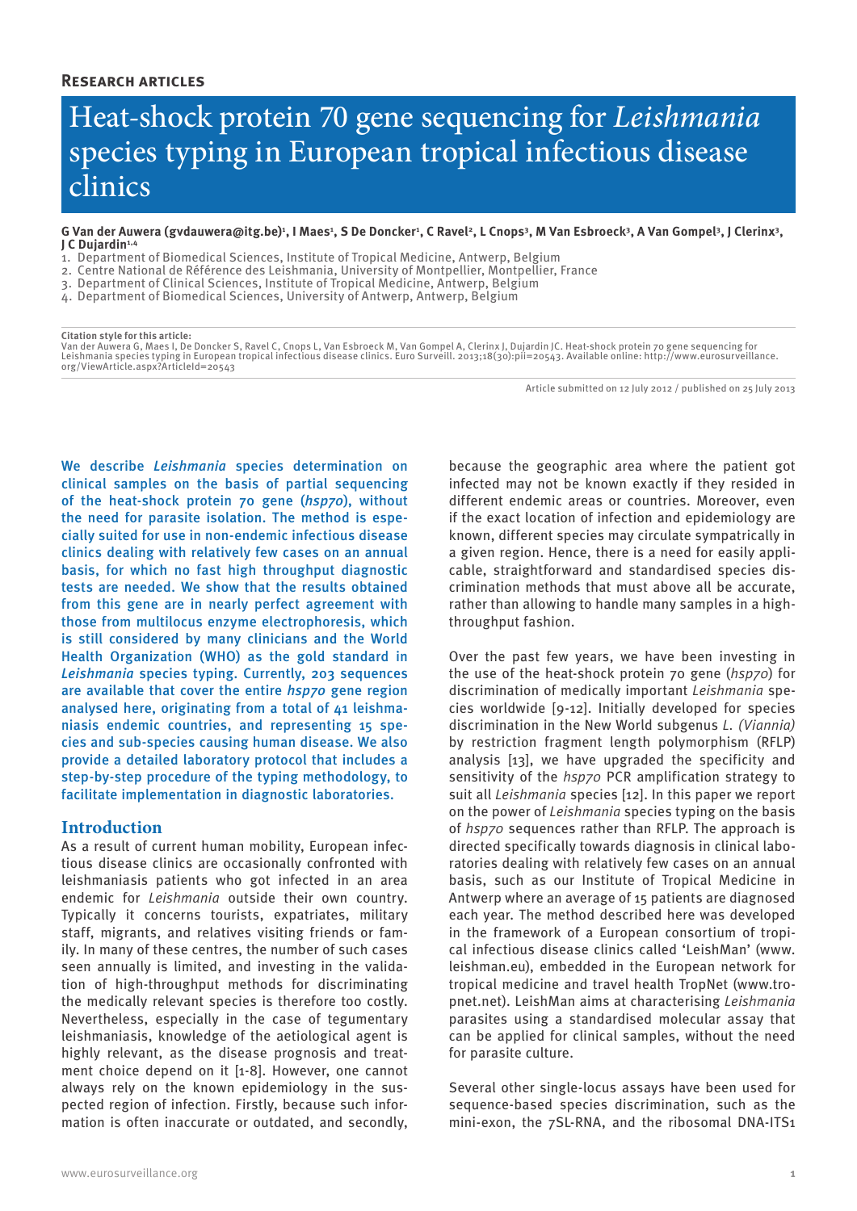**Research articles**

# Heat-shock protein 70 gene sequencing for *Leishmania* species typing in European tropical infectious disease clinics

**G Van der Auwera (gvdauwera@itg.be)[1], I Maes[1], S De Doncker[1], C Ravel[2], L Cnops[3], M Van Esbroeck[3], A Van Gompel[3], J Clerinx[3], J C Dujardin[1,4]**

1. Department of Biomedical Sciences, Institute of Tropical Medicine, Antwerp, Belgium
2. Centre National de Référence des Leishmania, University of Montpellier, Montpellier, France
3. Department of Clinical Sciences, Institute of Tropical Medicine, Antwerp, Belgium
4. Department of Biomedical Sciences, University of Antwerp, Antwerp, Belgium

**Citation style for this article:**
Van der Auwera G, Maes I, De Doncker S, Ravel C, Cnops L, Van Esbroeck M, Van Gompel A, Clerinx J, Dujardin JC. Heat-shock protein 70 gene sequencing for Leishmania species typing in European tropical infectious disease clinics. Euro Surveill. 2013;18(30):pii=20543. Available online: http://www.eurosurveillance.org/ViewArticle.aspx?ArticleId=20543

Article submitted on 12 July 2012 / published on 25 July 2013

We describe *Leishmania* species determination on clinical samples on the basis of partial sequencing of the heat-shock protein 70 gene (*hsp70*), without the need for parasite isolation. The method is especially suited for use in non-endemic infectious disease clinics dealing with relatively few cases on an annual basis, for which no fast high throughput diagnostic tests are needed. We show that the results obtained from this gene are in nearly perfect agreement with those from multilocus enzyme electrophoresis, which is still considered by many clinicians and the World Health Organization (WHO) as the gold standard in *Leishmania* species typing. Currently, 203 sequences are available that cover the entire *hsp70* gene region analysed here, originating from a total of 41 leishmaniasis endemic countries, and representing 15 species and sub-species causing human disease. We also provide a detailed laboratory protocol that includes a step-by-step procedure of the typing methodology, to facilitate implementation in diagnostic laboratories.

## Introduction

As a result of current human mobility, European infectious disease clinics are occasionally confronted with leishmaniasis patients who got infected in an area endemic for *Leishmania* outside their own country. Typically it concerns tourists, expatriates, military staff, migrants, and relatives visiting friends or family. In many of these centres, the number of such cases seen annually is limited, and investing in the validation of high-throughput methods for discriminating the medically relevant species is therefore too costly. Nevertheless, especially in the case of tegumentary leishmaniasis, knowledge of the aetiological agent is highly relevant, as the disease prognosis and treatment choice depend on it [1-8]. However, one cannot always rely on the known epidemiology in the suspected region of infection. Firstly, because such information is often inaccurate or outdated, and secondly, because the geographic area where the patient got infected may not be known exactly if they resided in different endemic areas or countries. Moreover, even if the exact location of infection and epidemiology are known, different species may circulate sympatrically in a given region. Hence, there is a need for easily applicable, straightforward and standardised species discrimination methods that must above all be accurate, rather than allowing to handle many samples in a high-throughput fashion.

Over the past few years, we have been investing in the use of the heat-shock protein 70 gene (*hsp70*) for discrimination of medically important *Leishmania* species worldwide [9-12]. Initially developed for species discrimination in the New World subgenus *L. (Viannia)* by restriction fragment length polymorphism (RFLP) analysis [13], we have upgraded the specificity and sensitivity of the *hsp70* PCR amplification strategy to suit all *Leishmania* species [12]. In this paper we report on the power of *Leishmania* species typing on the basis of *hsp70* sequences rather than RFLP. The approach is directed specifically towards diagnosis in clinical laboratories dealing with relatively few cases on an annual basis, such as our Institute of Tropical Medicine in Antwerp where an average of 15 patients are diagnosed each year. The method described here was developed in the framework of a European consortium of tropical infectious disease clinics called 'LeishMan' (www.leishman.eu), embedded in the European network for tropical medicine and travel health TropNet (www.tropnet.net). LeishMan aims at characterising *Leishmania* parasites using a standardised molecular assay that can be applied for clinical samples, without the need for parasite culture.

Several other single-locus assays have been used for sequence-based species discrimination, such as the mini-exon, the 7SL-RNA, and the ribosomal DNA-ITS1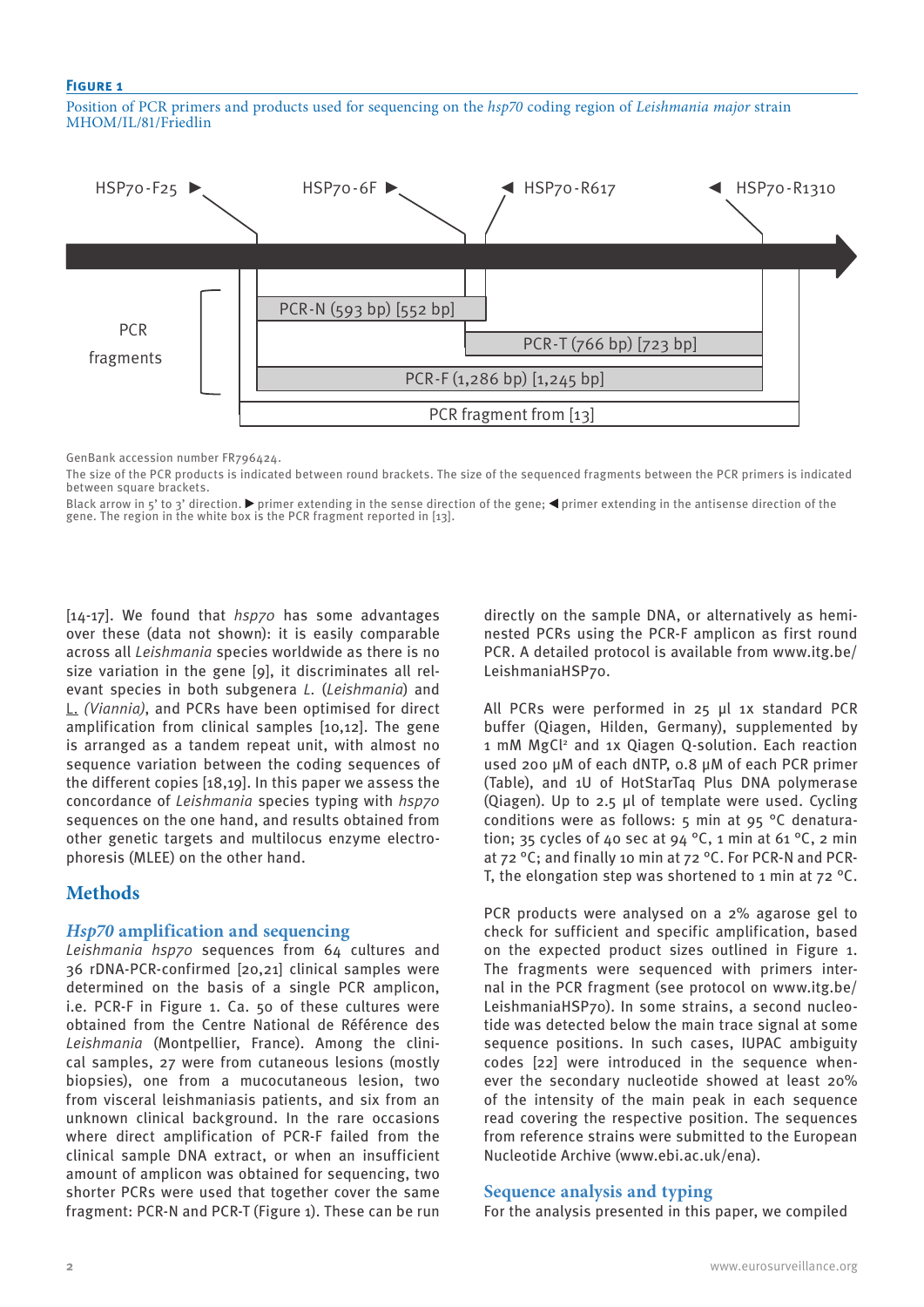**Figure 1**

Position of PCR primers and products used for sequencing on the *hsp70* coding region of *Leishmania major* strain MHOM/IL/81/Friedlin

HSP70-F25 ▶ HSP70-6F ▶ ◀ HSP70-R617 ◀ HSP70-R1310

PCR fragments

PCR-N (593 bp) [552 bp]

PCR-T (766 bp) [723 bp]

PCR-F (1,286 bp) [1,245 bp]

PCR fragment from [13]

GenBank accession number FR796424.

The size of the PCR products is indicated between round brackets. The size of the sequenced fragments between the PCR primers is indicated between square brackets.

Black arrow in 5' to 3' direction. ▶ primer extending in the sense direction of the gene; ◀ primer extending in the antisense direction of the gene. The region in the white box is the PCR fragment reported in [13].

[14-17]. We found that *hsp70* has some advantages over these (data not shown): it is easily comparable across all *Leishmania* species worldwide as there is no size variation in the gene [9], it discriminates all relevant species in both subgenera *L.* (*Leishmania*) and L. *(Viannia)*, and PCRs have been optimised for direct amplification from clinical samples [10,12]. The gene is arranged as a tandem repeat unit, with almost no sequence variation between the coding sequences of the different copies [18,19]. In this paper we assess the concordance of *Leishmania* species typing with *hsp70* sequences on the one hand, and results obtained from other genetic targets and multilocus enzyme electrophoresis (MLEE) on the other hand.

## Methods

### *Hsp70* amplification and sequencing

*Leishmania hsp70* sequences from 64 cultures and 36 rDNA-PCR-confirmed [20,21] clinical samples were determined on the basis of a single PCR amplicon, i.e. PCR-F in Figure 1. Ca. 50 of these cultures were obtained from the Centre National de Référence des *Leishmania* (Montpellier, France). Among the clinical samples, 27 were from cutaneous lesions (mostly biopsies), one from a mucocutaneous lesion, two from visceral leishmaniasis patients, and six from an unknown clinical background. In the rare occasions where direct amplification of PCR-F failed from the clinical sample DNA extract, or when an insufficient amount of amplicon was obtained for sequencing, two shorter PCRs were used that together cover the same fragment: PCR-N and PCR-T (Figure 1). These can be run directly on the sample DNA, or alternatively as hemi-nested PCRs using the PCR-F amplicon as first round PCR. A detailed protocol is available from www.itg.be/LeishmaniaHSP70.

All PCRs were performed in 25 µl 1x standard PCR buffer (Qiagen, Hilden, Germany), supplemented by 1 mM $MgCl^2$ and 1x Qiagen Q-solution. Each reaction used 200 µM of each dNTP, 0.8 µM of each PCR primer (Table), and 1U of HotStarTaq Plus DNA polymerase (Qiagen). Up to 2.5 µl of template were used. Cycling conditions were as follows: 5 min at 95 °C denaturation; 35 cycles of 40 sec at 94 °C, 1 min at 61 °C, 2 min at 72 °C; and finally 10 min at 72 °C. For PCR-N and PCR-T, the elongation step was shortened to 1 min at 72 °C.

PCR products were analysed on a 2% agarose gel to check for sufficient and specific amplification, based on the expected product sizes outlined in Figure 1. The fragments were sequenced with primers internal in the PCR fragment (see protocol on www.itg.be/LeishmaniaHSP70). In some strains, a second nucleotide was detected below the main trace signal at some sequence positions. In such cases, IUPAC ambiguity codes [22] were introduced in the sequence whenever the secondary nucleotide showed at least 20% of the intensity of the main peak in each sequence read covering the respective position. The sequences from reference strains were submitted to the European Nucleotide Archive (www.ebi.ac.uk/ena).

### Sequence analysis and typing

For the analysis presented in this paper, we compiled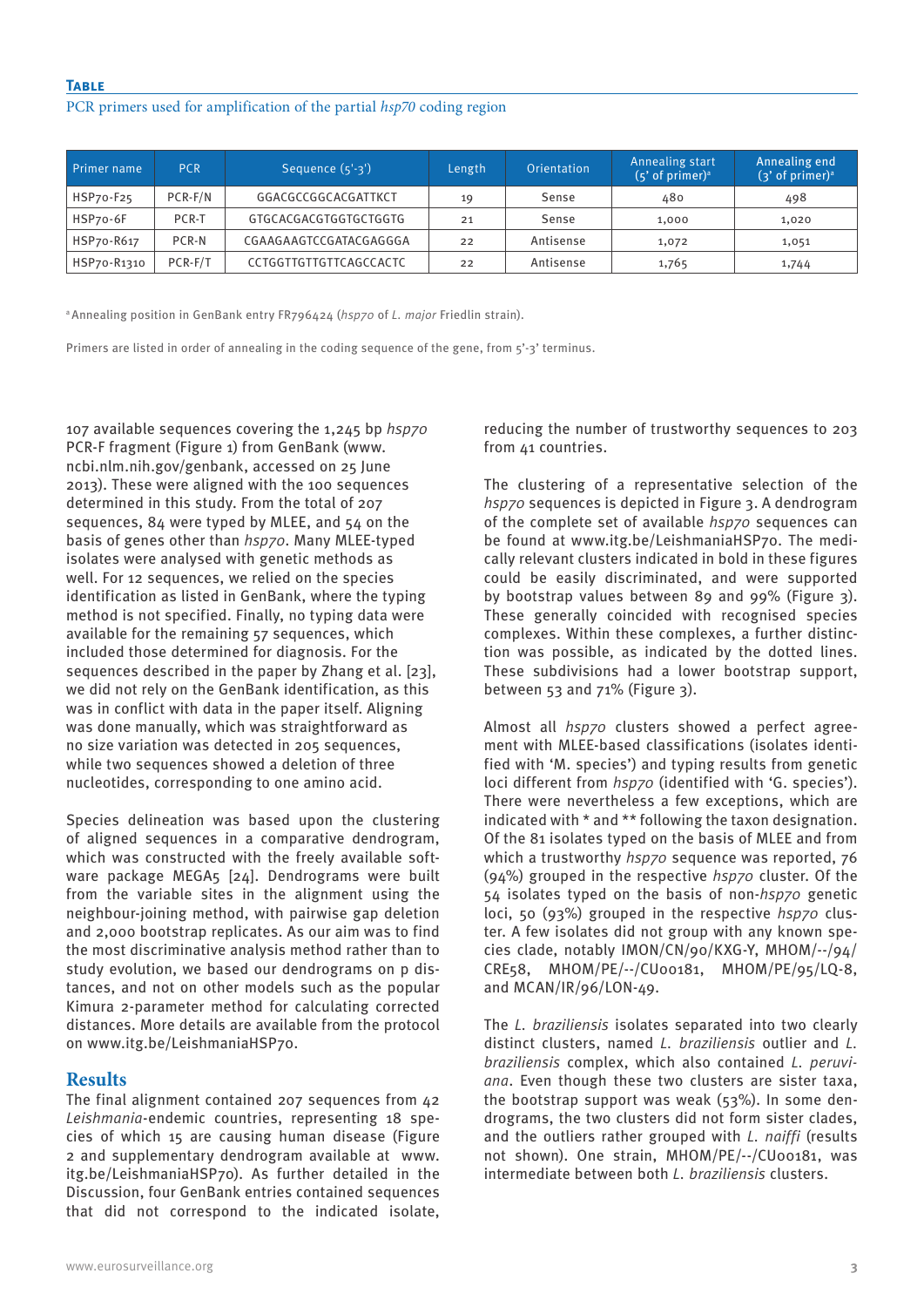**Table**

PCR primers used for amplification of the partial *hsp70* coding region

| Primer name | PCR | Sequence (5'-3') | Length | Orientation | Annealing start (5' of primer)[a] | Annealing end (3' of primer)[a] |
|---|---|---|---|---|---|---|
| HSP70-F25 | PCR-F/N | GGACGCCGGCACGATTKCT | 19 | Sense | 480 | 498 |
| HSP70-6F | PCR-T | GTGCACGACGTGGTGCTGGTG | 21 | Sense | 1,000 | 1,020 |
| HSP70-R617 | PCR-N | CGAAGAAGTCCGATACGAGGGA | 22 | Antisense | 1,072 | 1,051 |
| HSP70-R1310 | PCR-F/T | CCTGGTTGTTGTTCAGCCACTC | 22 | Antisense | 1,765 | 1,744 |

[a] Annealing position in GenBank entry FR796424 (*hsp70* of *L. major* Friedlin strain).

Primers are listed in order of annealing in the coding sequence of the gene, from 5'-3' terminus.

107 available sequences covering the 1,245 bp *hsp70* PCR-F fragment (Figure 1) from GenBank (www.ncbi.nlm.nih.gov/genbank, accessed on 25 June 2013). These were aligned with the 100 sequences determined in this study. From the total of 207 sequences, 84 were typed by MLEE, and 54 on the basis of genes other than *hsp70*. Many MLEE-typed isolates were analysed with genetic methods as well. For 12 sequences, we relied on the species identification as listed in GenBank, where the typing method is not specified. Finally, no typing data were available for the remaining 57 sequences, which included those determined for diagnosis. For the sequences described in the paper by Zhang et al. [23], we did not rely on the GenBank identification, as this was in conflict with data in the paper itself. Aligning was done manually, which was straightforward as no size variation was detected in 205 sequences, while two sequences showed a deletion of three nucleotides, corresponding to one amino acid.

Species delineation was based upon the clustering of aligned sequences in a comparative dendrogram, which was constructed with the freely available software package MEGA5 [24]. Dendrograms were built from the variable sites in the alignment using the neighbour-joining method, with pairwise gap deletion and 2,000 bootstrap replicates. As our aim was to find the most discriminative analysis method rather than to study evolution, we based our dendrograms on p distances, and not on other models such as the popular Kimura 2-parameter method for calculating corrected distances. More details are available from the protocol on www.itg.be/LeishmaniaHSP70.

## Results

The final alignment contained 207 sequences from 42 *Leishmania*-endemic countries, representing 18 species of which 15 are causing human disease (Figure 2 and supplementary dendrogram available at www.itg.be/LeishmaniaHSP70). As further detailed in the Discussion, four GenBank entries contained sequences that did not correspond to the indicated isolate, reducing the number of trustworthy sequences to 203 from 41 countries.

The clustering of a representative selection of the *hsp70* sequences is depicted in Figure 3. A dendrogram of the complete set of available *hsp70* sequences can be found at www.itg.be/LeishmaniaHSP70. The medically relevant clusters indicated in bold in these figures could be easily discriminated, and were supported by bootstrap values between 89 and 99% (Figure 3). These generally coincided with recognised species complexes. Within these complexes, a further distinction was possible, as indicated by the dotted lines. These subdivisions had a lower bootstrap support, between 53 and 71% (Figure 3).

Almost all *hsp70* clusters showed a perfect agreement with MLEE-based classifications (isolates identified with 'M. species') and typing results from genetic loci different from *hsp70* (identified with 'G. species'). There were nevertheless a few exceptions, which are indicated with * and ** following the taxon designation. Of the 81 isolates typed on the basis of MLEE and from which a trustworthy *hsp70* sequence was reported, 76 (94%) grouped in the respective *hsp70* cluster. Of the 54 isolates typed on the basis of non-*hsp70* genetic loci, 50 (93%) grouped in the respective *hsp70* cluster. A few isolates did not group with any known species clade, notably IMON/CN/90/KXG-Y, MHOM/--/94/CRE58, MHOM/PE/--/CU00181, MHOM/PE/95/LQ-8, and MCAN/IR/96/LON-49.

The *L. braziliensis* isolates separated into two clearly distinct clusters, named *L. braziliensis* outlier and *L. braziliensis* complex, which also contained *L. peruviana*. Even though these two clusters are sister taxa, the bootstrap support was weak (53%). In some dendrograms, the two clusters did not form sister clades, and the outliers rather grouped with *L. naiffi* (results not shown). One strain, MHOM/PE/--/CU00181, was intermediate between both *L. braziliensis* clusters.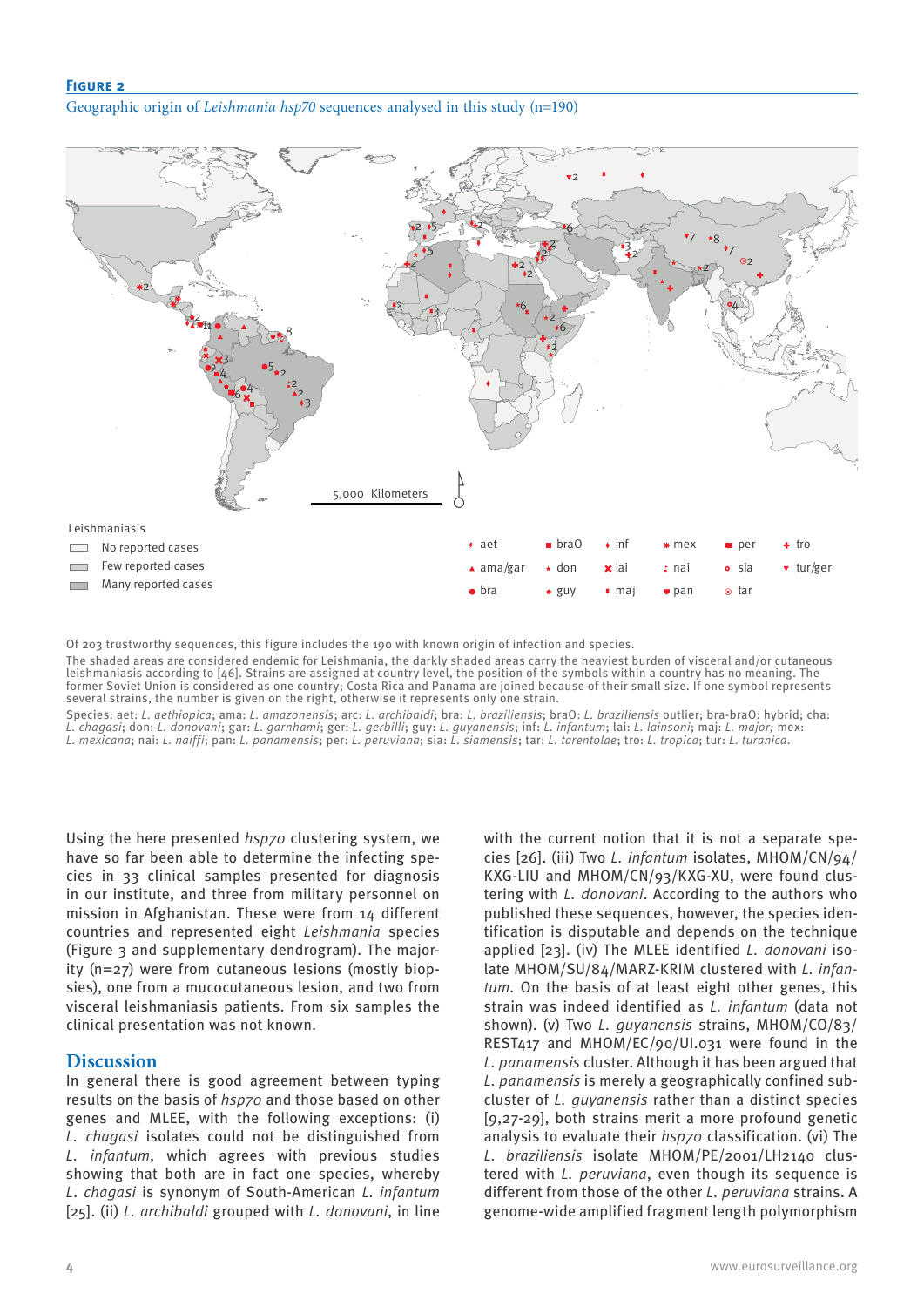**Figure 2**

Geographic origin of *Leishmania hsp70* sequences analysed in this study (n=190)

Of 203 trustworthy sequences, this figure includes the 190 with known origin of infection and species.

The shaded areas are considered endemic for Leishmania, the darkly shaded areas carry the heaviest burden of visceral and/or cutaneous leishmaniasis according to [46]. Strains are assigned at country level, the position of the symbols within a country has no meaning. The former Soviet Union is considered as one country; Costa Rica and Panama are joined because of their small size. If one symbol represents several strains, the number is given on the right, otherwise it represents only one strain.

Species: aet: *L. aethiopica*; ama: *L. amazonensis*; arc: *L. archibaldi*; bra: *L. braziliensis*; braO: *L. braziliensis* outlier; bra-braO: hybrid; cha: *L. chagasi*; don: *L. donovani*; gar: *L. garnhami*; ger: *L. gerbilli*; guy: *L. guyanensis*; inf: *L. infantum*; lai: *L. lainsoni*; maj: *L. major;* mex: *L. mexicana*; nai: *L. naiffi*; pan: *L. panamensis*; per: *L. peruviana*; sia: *L. siamensis*; tar: *L. tarentolae*; tro: *L. tropica*; tur: *L. turanica*.

Using the here presented *hsp70* clustering system, we have so far been able to determine the infecting species in 33 clinical samples presented for diagnosis in our institute, and three from military personnel on mission in Afghanistan. These were from 14 different countries and represented eight *Leishmania* species (Figure 3 and supplementary dendrogram). The majority (n=27) were from cutaneous lesions (mostly biopsies), one from a mucocutaneous lesion, and two from visceral leishmaniasis patients. From six samples the clinical presentation was not known.

## Discussion

In general there is good agreement between typing results on the basis of *hsp70* and those based on other genes and MLEE, with the following exceptions: (i) *L. chagasi* isolates could not be distinguished from *L. infantum*, which agrees with previous studies showing that both are in fact one species, whereby *L. chagasi* is synonym of South-American *L. infantum* [25]. (ii) *L. archibaldi* grouped with *L. donovani*, in line with the current notion that it is not a separate species [26]. (iii) Two *L. infantum* isolates, MHOM/CN/94/KXG-LIU and MHOM/CN/93/KXG-XU, were found clustering with *L. donovani*. According to the authors who published these sequences, however, the species identification is disputable and depends on the technique applied [23]. (iv) The MLEE identified *L. donovani* isolate MHOM/SU/84/MARZ-KRIM clustered with *L. infantum*. On the basis of at least eight other genes, this strain was indeed identified as *L. infantum* (data not shown). (v) Two *L. guyanensis* strains, MHOM/CO/83/REST417 and MHOM/EC/90/UI.031 were found in the *L. panamensis* cluster. Although it has been argued that *L. panamensis* is merely a geographically confined subcluster of *L. guyanensis* rather than a distinct species [9,27-29], both strains merit a more profound genetic analysis to evaluate their *hsp70* classification. (vi) The *L. braziliensis* isolate MHOM/PE/2001/LH2140 clustered with *L. peruviana*, even though its sequence is different from those of the other *L. peruviana* strains. A genome-wide amplified fragment length polymorphism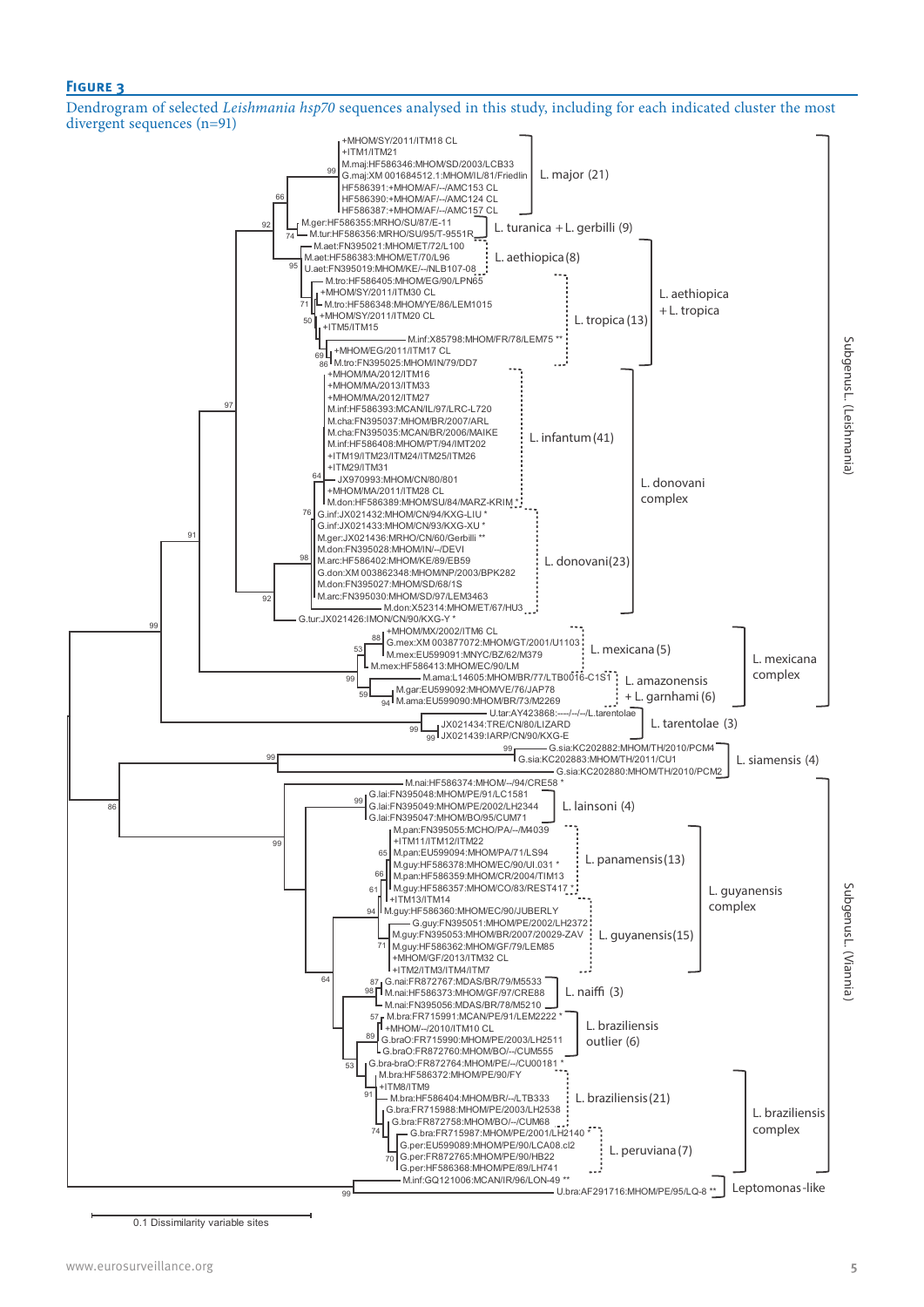**Figure 3**

Dendrogram of selected *Leishmania hsp70* sequences analysed in this study, including for each indicated cluster the most divergent sequences (n=91)

+MHOM/SY/2011/ITM18 CL
+ITM1/ITM21
M.maj:HF586346:MHOM/SD/2003/LCB33
G.maj:XM 001684512.1:MHOM/IL/81/Friedlin
HF586391:+MHOM/AF/--/AMC153 CL
HF586390:+MHOM/AF/--/AMC124 CL
HF586387:+MHOM/AF/--/AMC157 CL
M.ger:HF586355:MRHO/SU/87/E-11
M.tur:HF586356:MRHO/SU/95/T-9551R
M.aet:FN395021:MHOM/ET/72/L100
M.aet:HF586383:MHOM/ET/70/L96
U.aet:FN395019:MHOM/KE/--/NLB107-08
M.tro:HF586405:MHOM/EG/90/LPN65
+MHOM/SY/2011/ITM30 CL
M.tro:HF586348:MHOM/YE/86/LEM1015
+MHOM/SY/2011/ITM20 CL
+ITM5/ITM15
M.inf:X85798:MHOM/FR/78/LEM75 **
+MHOM/EG/2011/ITM17 CL
M.tro:FN395025:MHOM/IN/79/DD7
+MHOM/MA/2012/ITM16
+MHOM/MA/2013/ITM33
+MHOM/MA/2012/ITM27
M.inf:HF586393:MCAN/IL/97/LRC-L720
M.cha:FN395037:MHOM/BR/2007/ARL
M.cha:FN395035:MCAN/BR/2006/MAIKE
M.inf:HF586408:MHOM/PT/94/IMT202
+ITM19/ITM23/ITM24/ITM25/ITM26
+ITM29/ITM31
JX970993:MHOM/CN/80/801
+MHOM/MA/2011/ITM28 CL
M.don:HF586389:MHOM/SU/84/MARZ-KRIM
G.inf:JX021432:MHOM/CN/94/KXG-LIU *
G.inf:JX021433:MHOM/CN/93/KXG-XU *
M.ger:JX021436:MRHO/CN/60/Gerbilli **
M.don:FN395028:MHOM/IN/--/DEVI
M.arc:HF586402:MHOM/KE/89/EB59
G.don:XM 003862348:MHOM/NP/2003/BPK282
M.don:FN395027:MHOM/SD/68/1S
M.arc:FN395030:MHOM/SD/97/LEM3463
M.don:X52314:MHOM/ET/67/HU3
G.tur:JX021426:IMON/CN/90/KXG-Y *
+MHOM/MX/2002/ITM6 CL
G.mex:XM 003877072:MHOM/GT/2001/U1103
M.mex:EU599091:MNYC/BZ/62/M379
M.mex:HF586413:MHOM/EC/90/LM
M.ama:L14605:MHOM/BR/77/LTB0016-C1S1
M.gar:EU599092:MHOM/VE/76/JAP78
M.ama:EU599090:MHOM/BR/73/M2269
U.tar:AY423868:----/--/--/L.tarentolae
JX021434:TRE/CN/80/LIZARD
JX021439:IARP/CN/90/KXG-E
G.sia:KC202882:MHOM/TH/2010/PCM4
G.sia:KC202883:MHOM/TH/2011/CU1
G.sia:KC202880:MHOM/TH/2010/PCM2
M.nai:HF586374:MHOM/--/94/CRE58 *
G.lai:FN395048:MHOM/PE/91/LC1581
G.lai:FN395049:MHOM/PE/2002/LH2344
G.lai:FN395047:MHOM/BO/95/CUM71
M.pan:FN395055:MCHO/PA/--/M4039
+ITM11/ITM12/ITM22
M.pan:EU599094:MHOM/PA/71/LS94
M.guy:HF586378:MHOM/EC/90/UI.031 *
M.pan:HF586359:MHOM/CR/2004/TIM13
M.guy:HF586357:MHOM/CO/83/REST417 *
+ITM13/ITM14
M.guy:HF586360:MHOM/EC/90/JUBERLY
G.guy:FN395051:MHOM/PE/2002/LH2372
M.guy:FN395053:MHOM/BR/2007/20029-ZAV
M.guy:HF586362:MHOM/GF/79/LEM85
+MHOM/GF/2013/ITM32 CL
+ITM2/ITM3/ITM4/ITM7
G.nai:FR872767:MDAS/BR/79/M5533
M.nai:HF586373:MHOM/GF/97/CRE88
M.nai:FN395056:MDAS/BR/78/M5210
M.bra:FR715991:MCAN/PE/91/LEM2222 *
+MHOM/--/2010/ITM10 CL
G.braO:FR715990:MHOM/PE/2003/LH2511
G.braO:FR872760:MHOM/BO/--/CUM555
G.bra-braO:FR872764:MHOM/PE/--/CU00181 *
M.bra:HF586372:MHOM/PE/90/FY
+ITM8/ITM9
M.bra:HF586404:MHOM/BR/--/LTB333
G.bra:FR715988:MHOM/PE/2003/LH2538
G.bra:FR872758:MHOM/BO/--/CUM68
G.bra:FR715987:MHOM/PE/2001/LH2140 *
G.per:EU599089:MHOM/PE/90/LCA08.cl2
G.per:FR872765:MHOM/PE/90/HB22
G.per:HF586368:MHOM/PE/89/LH741
M.inf:GQ121006:MCAN/IR/96/LON-49 **
U.bra:AF291716:MHOM/PE/95/LQ-8 **

Clusters: L. major (21); L. turanica + L. gerbilli (9); L. aethiopica (8); L. tropica (13); L. aethiopica + L. tropica; L. infantum (41); L. donovani (23); L. donovani complex; L. mexicana (5); L. amazonensis + L. garnhami (6); L. mexicana complex; L. tarentolae (3); L. siamensis (4); L. lainsoni (4); L. panamensis (13); L. guyanensis (15); L. guyanensis complex; L. naiffi (3); L. braziliensis outlier (6); L. braziliensis (21); L. peruviana (7); L. braziliensis complex; Leptomonas-like

Subgenus L. (Leishmania); Subgenus L. (Viannia)

0.1 Dissimilarity variable sites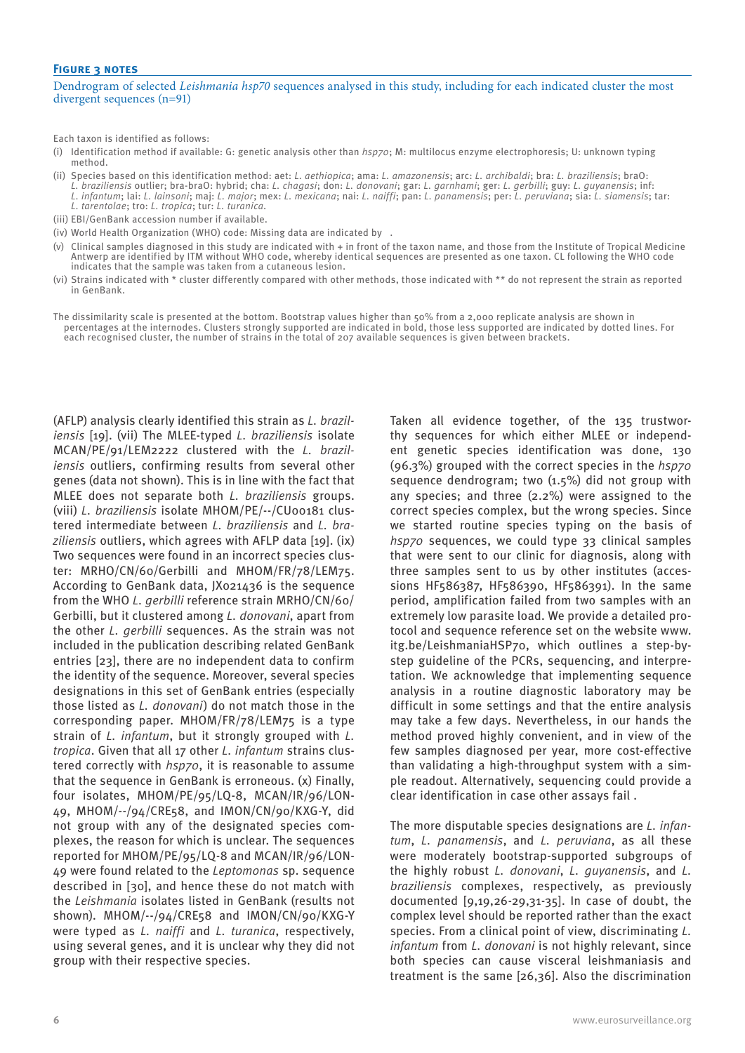**Figure 3 notes**

Dendrogram of selected *Leishmania hsp70* sequences analysed in this study, including for each indicated cluster the most divergent sequences (n=91)

Each taxon is identified as follows:

(i) Identification method if available: G: genetic analysis other than *hsp70*; M: multilocus enzyme electrophoresis; U: unknown typing method.

(ii) Species based on this identification method: aet: *L. aethiopica*; ama: *L. amazonensis*; arc: *L. archibaldi*; bra: *L. braziliensis*; braO: *L. braziliensis* outlier; bra-braO: hybrid; cha: *L. chagasi*; don: *L. donovani*; gar: *L. garnhami*; ger: *L. gerbilli*; guy: *L. guyanensis*; inf: *L. infantum*; lai: *L. lainsoni*; maj: *L. major*; mex: *L. mexicana*; nai: *L. naiffi*; pan: *L. panamensis*; per: *L. peruviana*; sia: *L. siamensis*; tar: *L. tarentolae*; tro: *L. tropica*; tur: *L. turanica*.

(iii) EBI/GenBank accession number if available.

(iv) World Health Organization (WHO) code: Missing data are indicated by .

(v) Clinical samples diagnosed in this study are indicated with + in front of the taxon name, and those from the Institute of Tropical Medicine Antwerp are identified by ITM without WHO code, whereby identical sequences are presented as one taxon. CL following the WHO code indicates that the sample was taken from a cutaneous lesion.

(vi) Strains indicated with * cluster differently compared with other methods, those indicated with ** do not represent the strain as reported in GenBank.

The dissimilarity scale is presented at the bottom. Bootstrap values higher than 50% from a 2,000 replicate analysis are shown in percentages at the internodes. Clusters strongly supported are indicated in bold, those less supported are indicated by dotted lines. For each recognised cluster, the number of strains in the total of 207 available sequences is given between brackets.

(AFLP) analysis clearly identified this strain as *L. braziliensis* [19]. (vii) The MLEE-typed *L. braziliensis* isolate MCAN/PE/91/LEM2222 clustered with the *L. braziliensis* outliers, confirming results from several other genes (data not shown). This is in line with the fact that MLEE does not separate both *L. braziliensis* groups. (viii) *L. braziliensis* isolate MHOM/PE/--/CU00181 clustered intermediate between *L. braziliensis* and *L. braziliensis* outliers, which agrees with AFLP data [19]. (ix) Two sequences were found in an incorrect species cluster: MRHO/CN/60/Gerbilli and MHOM/FR/78/LEM75. According to GenBank data, JX021436 is the sequence from the WHO *L. gerbilli* reference strain MRHO/CN/60/Gerbilli, but it clustered among *L. donovani*, apart from the other *L. gerbilli* sequences. As the strain was not included in the publication describing related GenBank entries [23], there are no independent data to confirm the identity of the sequence. Moreover, several species designations in this set of GenBank entries (especially those listed as *L. donovani*) do not match those in the corresponding paper. MHOM/FR/78/LEM75 is a type strain of *L. infantum*, but it strongly grouped with *L. tropica*. Given that all 17 other *L. infantum* strains clustered correctly with *hsp70*, it is reasonable to assume that the sequence in GenBank is erroneous. (x) Finally, four isolates, MHOM/PE/95/LQ-8, MCAN/IR/96/LON-49, MHOM/--/94/CRE58, and IMON/CN/90/KXG-Y, did not group with any of the designated species complexes, the reason for which is unclear. The sequences reported for MHOM/PE/95/LQ-8 and MCAN/IR/96/LON-49 were found related to the *Leptomonas* sp. sequence described in [30], and hence these do not match with the *Leishmania* isolates listed in GenBank (results not shown). MHOM/--/94/CRE58 and IMON/CN/90/KXG-Y were typed as *L. naiffi* and *L. turanica*, respectively, using several genes, and it is unclear why they did not group with their respective species.

Taken all evidence together, of the 135 trustworthy sequences for which either MLEE or independent genetic species identification was done, 130 (96.3%) grouped with the correct species in the *hsp70* sequence dendrogram; two (1.5%) did not group with any species; and three (2.2%) were assigned to the correct species complex, but the wrong species. Since we started routine species typing on the basis of *hsp70* sequences, we could type 33 clinical samples that were sent to our clinic for diagnosis, along with three samples sent to us by other institutes (accessions HF586387, HF586390, HF586391). In the same period, amplification failed from two samples with an extremely low parasite load. We provide a detailed protocol and sequence reference set on the website www.itg.be/LeishmaniaHSP70, which outlines a step-by-step guideline of the PCRs, sequencing, and interpretation. We acknowledge that implementing sequence analysis in a routine diagnostic laboratory may be difficult in some settings and that the entire analysis may take a few days. Nevertheless, in our hands the method proved highly convenient, and in view of the few samples diagnosed per year, more cost-effective than validating a high-throughput system with a simple readout. Alternatively, sequencing could provide a clear identification in case other assays fail .

The more disputable species designations are *L. infantum*, *L. panamensis*, and *L. peruviana*, as all these were moderately bootstrap-supported subgroups of the highly robust *L. donovani*, *L. guyanensis*, and *L. braziliensis* complexes, respectively, as previously documented [9,19,26-29,31-35]. In case of doubt, the complex level should be reported rather than the exact species. From a clinical point of view, discriminating *L. infantum* from *L. donovani* is not highly relevant, since both species can cause visceral leishmaniasis and treatment is the same [26,36]. Also the discrimination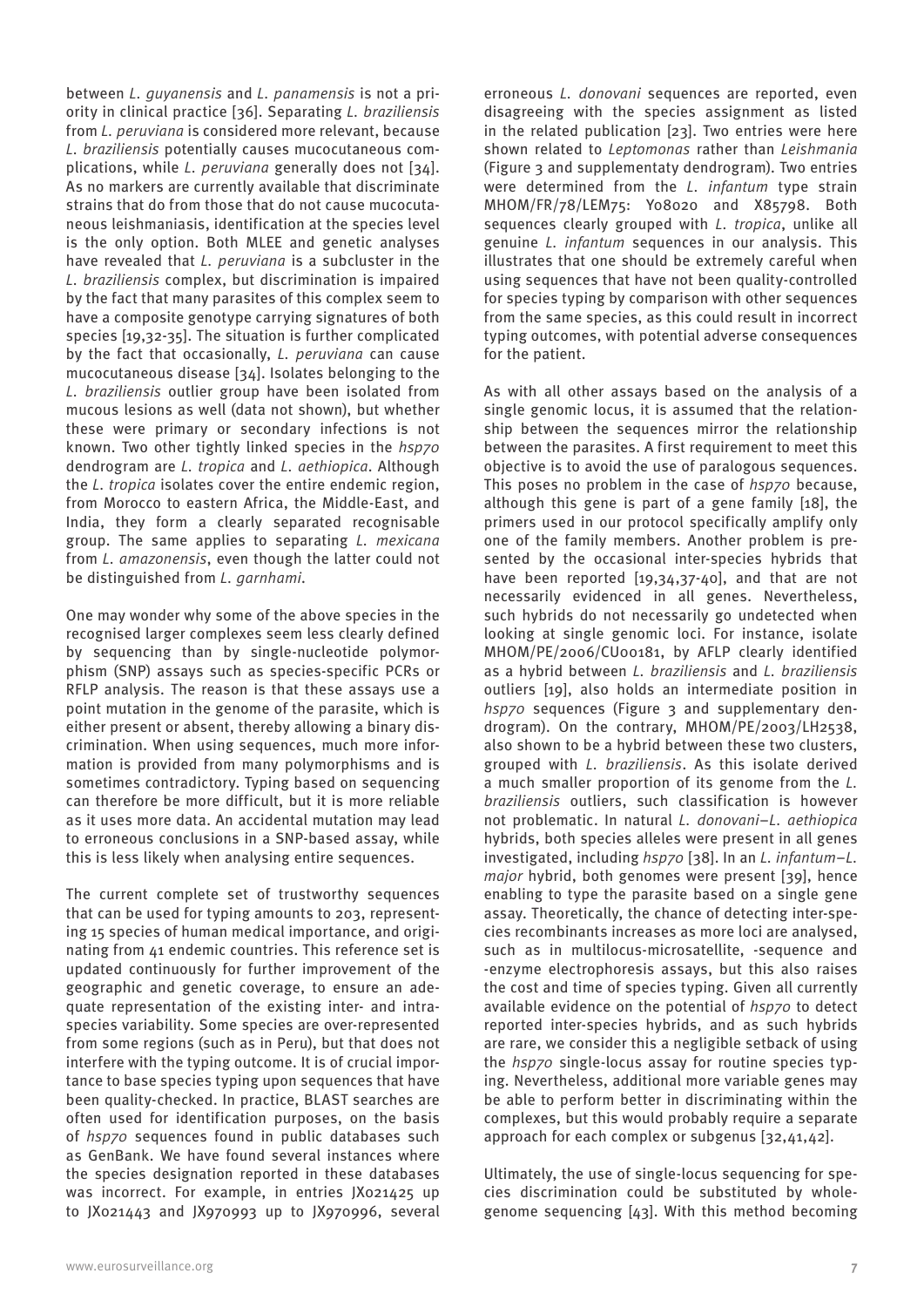between *L. guyanensis* and *L. panamensis* is not a priority in clinical practice [36]. Separating *L. braziliensis* from *L. peruviana* is considered more relevant, because *L. braziliensis* potentially causes mucocutaneous complications, while *L. peruviana* generally does not [34]. As no markers are currently available that discriminate strains that do from those that do not cause mucocutaneous leishmaniasis, identification at the species level is the only option. Both MLEE and genetic analyses have revealed that *L. peruviana* is a subcluster in the *L. braziliensis* complex, but discrimination is impaired by the fact that many parasites of this complex seem to have a composite genotype carrying signatures of both species [19,32-35]. The situation is further complicated by the fact that occasionally, *L. peruviana* can cause mucocutaneous disease [34]. Isolates belonging to the *L. braziliensis* outlier group have been isolated from mucous lesions as well (data not shown), but whether these were primary or secondary infections is not known. Two other tightly linked species in the *hsp70* dendrogram are *L. tropica* and *L. aethiopica*. Although the *L. tropica* isolates cover the entire endemic region, from Morocco to eastern Africa, the Middle-East, and India, they form a clearly separated recognisable group. The same applies to separating *L. mexicana* from *L. amazonensis*, even though the latter could not be distinguished from *L. garnhami*.

One may wonder why some of the above species in the recognised larger complexes seem less clearly defined by sequencing than by single-nucleotide polymorphism (SNP) assays such as species-specific PCRs or RFLP analysis. The reason is that these assays use a point mutation in the genome of the parasite, which is either present or absent, thereby allowing a binary discrimination. When using sequences, much more information is provided from many polymorphisms and is sometimes contradictory. Typing based on sequencing can therefore be more difficult, but it is more reliable as it uses more data. An accidental mutation may lead to erroneous conclusions in a SNP-based assay, while this is less likely when analysing entire sequences.

The current complete set of trustworthy sequences that can be used for typing amounts to 203, representing 15 species of human medical importance, and originating from 41 endemic countries. This reference set is updated continuously for further improvement of the geographic and genetic coverage, to ensure an adequate representation of the existing inter- and intra-species variability. Some species are over-represented from some regions (such as in Peru), but that does not interfere with the typing outcome. It is of crucial importance to base species typing upon sequences that have been quality-checked. In practice, BLAST searches are often used for identification purposes, on the basis of *hsp70* sequences found in public databases such as GenBank. We have found several instances where the species designation reported in these databases was incorrect. For example, in entries JX021425 up to JX021443 and JX970993 up to JX970996, several erroneous *L. donovani* sequences are reported, even disagreeing with the species assignment as listed in the related publication [23]. Two entries were here shown related to *Leptomonas* rather than *Leishmania* (Figure 3 and supplementaty dendrogram). Two entries were determined from the *L. infantum* type strain MHOM/FR/78/LEM75: Y08020 and X85798. Both sequences clearly grouped with *L. tropica*, unlike all genuine *L. infantum* sequences in our analysis. This illustrates that one should be extremely careful when using sequences that have not been quality-controlled for species typing by comparison with other sequences from the same species, as this could result in incorrect typing outcomes, with potential adverse consequences for the patient.

As with all other assays based on the analysis of a single genomic locus, it is assumed that the relationship between the sequences mirror the relationship between the parasites. A first requirement to meet this objective is to avoid the use of paralogous sequences. This poses no problem in the case of *hsp70* because, although this gene is part of a gene family [18], the primers used in our protocol specifically amplify only one of the family members. Another problem is presented by the occasional inter-species hybrids that have been reported [19,34,37-40], and that are not necessarily evidenced in all genes. Nevertheless, such hybrids do not necessarily go undetected when looking at single genomic loci. For instance, isolate MHOM/PE/2006/CU00181, by AFLP clearly identified as a hybrid between *L. braziliensis* and *L. braziliensis* outliers [19], also holds an intermediate position in *hsp70* sequences (Figure 3 and supplementary dendrogram). On the contrary, MHOM/PE/2003/LH2538, also shown to be a hybrid between these two clusters, grouped with *L. braziliensis*. As this isolate derived a much smaller proportion of its genome from the *L. braziliensis* outliers, such classification is however not problematic. In natural *L. donovani*–*L. aethiopica* hybrids, both species alleles were present in all genes investigated, including *hsp70* [38]. In an *L. infantum*–*L. major* hybrid, both genomes were present [39], hence enabling to type the parasite based on a single gene assay. Theoretically, the chance of detecting inter-species recombinants increases as more loci are analysed, such as in multilocus-microsatellite, -sequence and -enzyme electrophoresis assays, but this also raises the cost and time of species typing. Given all currently available evidence on the potential of *hsp70* to detect reported inter-species hybrids, and as such hybrids are rare, we consider this a negligible setback of using the *hsp70* single-locus assay for routine species typing. Nevertheless, additional more variable genes may be able to perform better in discriminating within the complexes, but this would probably require a separate approach for each complex or subgenus [32,41,42].

Ultimately, the use of single-locus sequencing for species discrimination could be substituted by whole-genome sequencing [43]. With this method becoming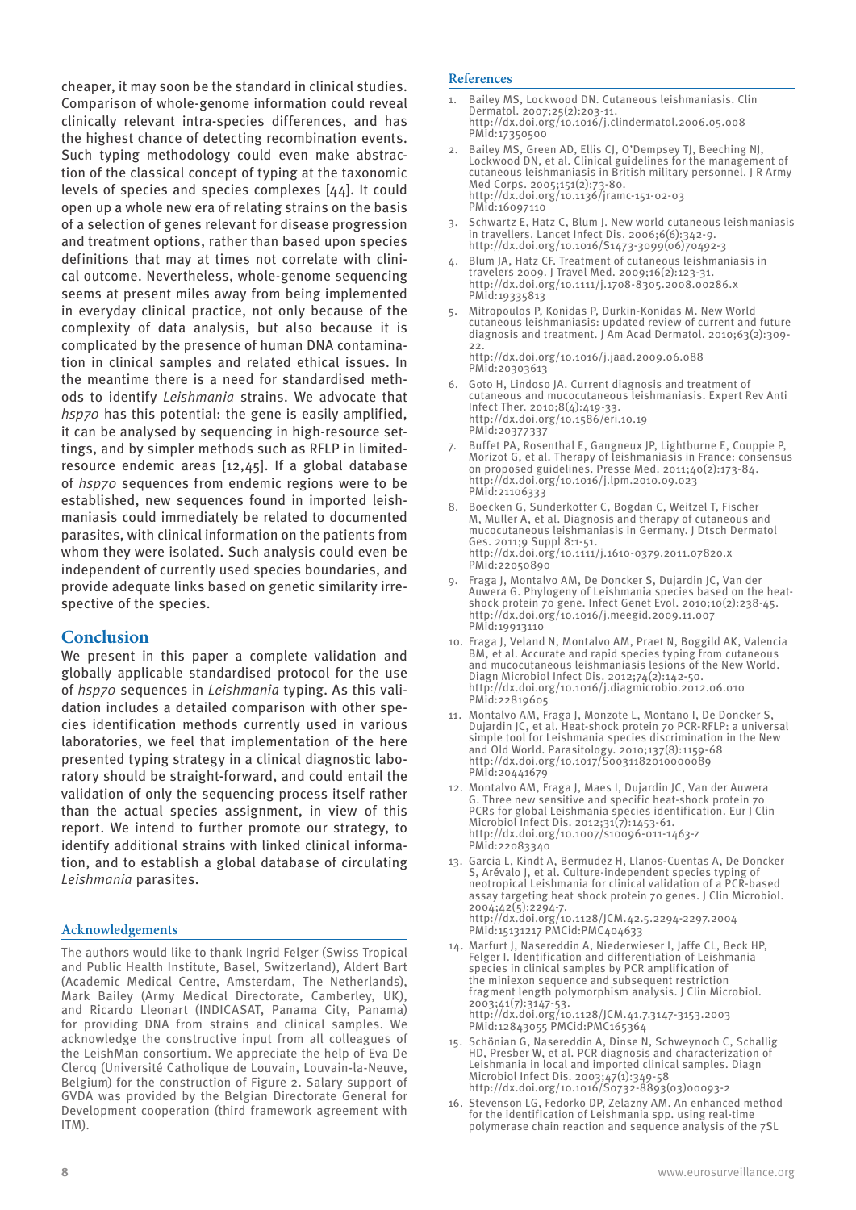cheaper, it may soon be the standard in clinical studies. Comparison of whole-genome information could reveal clinically relevant intra-species differences, and has the highest chance of detecting recombination events. Such typing methodology could even make abstraction of the classical concept of typing at the taxonomic levels of species and species complexes [44]. It could open up a whole new era of relating strains on the basis of a selection of genes relevant for disease progression and treatment options, rather than based upon species definitions that may at times not correlate with clinical outcome. Nevertheless, whole-genome sequencing seems at present miles away from being implemented in everyday clinical practice, not only because of the complexity of data analysis, but also because it is complicated by the presence of human DNA contamination in clinical samples and related ethical issues. In the meantime there is a need for standardised methods to identify *Leishmania* strains. We advocate that *hsp70* has this potential: the gene is easily amplified, it can be analysed by sequencing in high-resource settings, and by simpler methods such as RFLP in limited-resource endemic areas [12,45]. If a global database of *hsp70* sequences from endemic regions were to be established, new sequences found in imported leishmaniasis could immediately be related to documented parasites, with clinical information on the patients from whom they were isolated. Such analysis could even be independent of currently used species boundaries, and provide adequate links based on genetic similarity irrespective of the species.

## Conclusion

We present in this paper a complete validation and globally applicable standardised protocol for the use of *hsp70* sequences in *Leishmania* typing. As this validation includes a detailed comparison with other species identification methods currently used in various laboratories, we feel that implementation of the here presented typing strategy in a clinical diagnostic laboratory should be straight-forward, and could entail the validation of only the sequencing process itself rather than the actual species assignment, in view of this report. We intend to further promote our strategy, to identify additional strains with linked clinical information, and to establish a global database of circulating *Leishmania* parasites.

### Acknowledgements

The authors would like to thank Ingrid Felger (Swiss Tropical and Public Health Institute, Basel, Switzerland), Aldert Bart (Academic Medical Centre, Amsterdam, The Netherlands), Mark Bailey (Army Medical Directorate, Camberley, UK), and Ricardo Lleonart (INDICASAT, Panama City, Panama) for providing DNA from strains and clinical samples. We acknowledge the constructive input from all colleagues of the LeishMan consortium. We appreciate the help of Eva De Clercq (Université Catholique de Louvain, Louvain-la-Neuve, Belgium) for the construction of Figure 2. Salary support of GVDA was provided by the Belgian Directorate General for Development cooperation (third framework agreement with ITM).

### References

1. Bailey MS, Lockwood DN. Cutaneous leishmaniasis. Clin Dermatol. 2007;25(2):203-11. http://dx.doi.org/10.1016/j.clindermatol.2006.05.008 PMid:17350500
2. Bailey MS, Green AD, Ellis CJ, O'Dempsey TJ, Beeching NJ, Lockwood DN, et al. Clinical guidelines for the management of cutaneous leishmaniasis in British military personnel. J R Army Med Corps. 2005;151(2):73-80. http://dx.doi.org/10.1136/jramc-151-02-03 PMid:16097110
3. Schwartz E, Hatz C, Blum J. New world cutaneous leishmaniasis in travellers. Lancet Infect Dis. 2006;6(6):342-9. http://dx.doi.org/10.1016/S1473-3099(06)70492-3
4. Blum JA, Hatz CF. Treatment of cutaneous leishmaniasis in travelers 2009. J Travel Med. 2009;16(2):123-31. http://dx.doi.org/10.1111/j.1708-8305.2008.00286.x PMid:19335813
5. Mitropoulos P, Konidas P, Durkin-Konidas M. New World cutaneous leishmaniasis: updated review of current and future diagnosis and treatment. J Am Acad Dermatol. 2010;63(2):309-22. http://dx.doi.org/10.1016/j.jaad.2009.06.088 PMid:20303613
6. Goto H, Lindoso JA. Current diagnosis and treatment of cutaneous and mucocutaneous leishmaniasis. Expert Rev Anti Infect Ther. 2010;8(4):419-33. http://dx.doi.org/10.1586/eri.10.19 PMid:20377337
7. Buffet PA, Rosenthal E, Gangneux JP, Lightburne E, Couppie P, Morizot G, et al. Therapy of leishmaniasis in France: consensus on proposed guidelines. Presse Med. 2011;40(2):173-84. http://dx.doi.org/10.1016/j.lpm.2010.09.023 PMid:21106333
8. Boecken G, Sunderkotter C, Bogdan C, Weitzel T, Fischer M, Muller A, et al. Diagnosis and therapy of cutaneous and mucocutaneous leishmaniasis in Germany. J Dtsch Dermatol Ges. 2011;9 Suppl 8:1-51. http://dx.doi.org/10.1111/j.1610-0379.2011.07820.x PMid:22050890
9. Fraga J, Montalvo AM, De Doncker S, Dujardin JC, Van der Auwera G. Phylogeny of Leishmania species based on the heat-shock protein 70 gene. Infect Genet Evol. 2010;10(2):238-45. http://dx.doi.org/10.1016/j.meegid.2009.11.007 PMid:19913110
10. Fraga J, Veland N, Montalvo AM, Praet N, Boggild AK, Valencia BM, et al. Accurate and rapid species typing from cutaneous and mucocutaneous leishmaniasis lesions of the New World. Diagn Microbiol Infect Dis. 2012;74(2):142-50. http://dx.doi.org/10.1016/j.diagmicrobio.2012.06.010 PMid:22819605
11. Montalvo AM, Fraga J, Monzote L, Montano I, De Doncker S, Dujardin JC, et al. Heat-shock protein 70 PCR-RFLP: a universal simple tool for Leishmania species discrimination in the New and Old World. Parasitology. 2010;137(8):1159-68 http://dx.doi.org/10.1017/S0031182010000089 PMid:20441679
12. Montalvo AM, Fraga J, Maes I, Dujardin JC, Van der Auwera G. Three new sensitive and specific heat-shock protein 70 PCRs for global Leishmania species identification. Eur J Clin Microbiol Infect Dis. 2012;31(7):1453-61. http://dx.doi.org/10.1007/s10096-011-1463-z PMid:22083340
13. Garcia L, Kindt A, Bermudez H, Llanos-Cuentas A, De Doncker S, Arévalo J, et al. Culture-independent species typing of neotropical Leishmania for clinical validation of a PCR-based assay targeting heat shock protein 70 genes. J Clin Microbiol. 2004;42(5):2294-7. http://dx.doi.org/10.1128/JCM.42.5.2294-2297.2004 PMid:15131217 PMCid:PMC404633
14. Marfurt J, Nasereddin A, Niederwieser I, Jaffe CL, Beck HP, Felger I. Identification and differentiation of Leishmania species in clinical samples by PCR amplification of the miniexon sequence and subsequent restriction fragment length polymorphism analysis. J Clin Microbiol. 2003;41(7):3147-53. http://dx.doi.org/10.1128/JCM.41.7.3147-3153.2003 PMid:12843055 PMCid:PMC165364
15. Schönian G, Nasereddin A, Dinse N, Schweynoch C, Schallig HD, Presber W, et al. PCR diagnosis and characterization of Leishmania in local and imported clinical samples. Diagn Microbiol Infect Dis. 2003;47(1):349-58 http://dx.doi.org/10.1016/S0732-8893(03)00093-2
16. Stevenson LG, Fedorko DP, Zelazny AM. An enhanced method for the identification of Leishmania spp. using real-time polymerase chain reaction and sequence analysis of the 7SL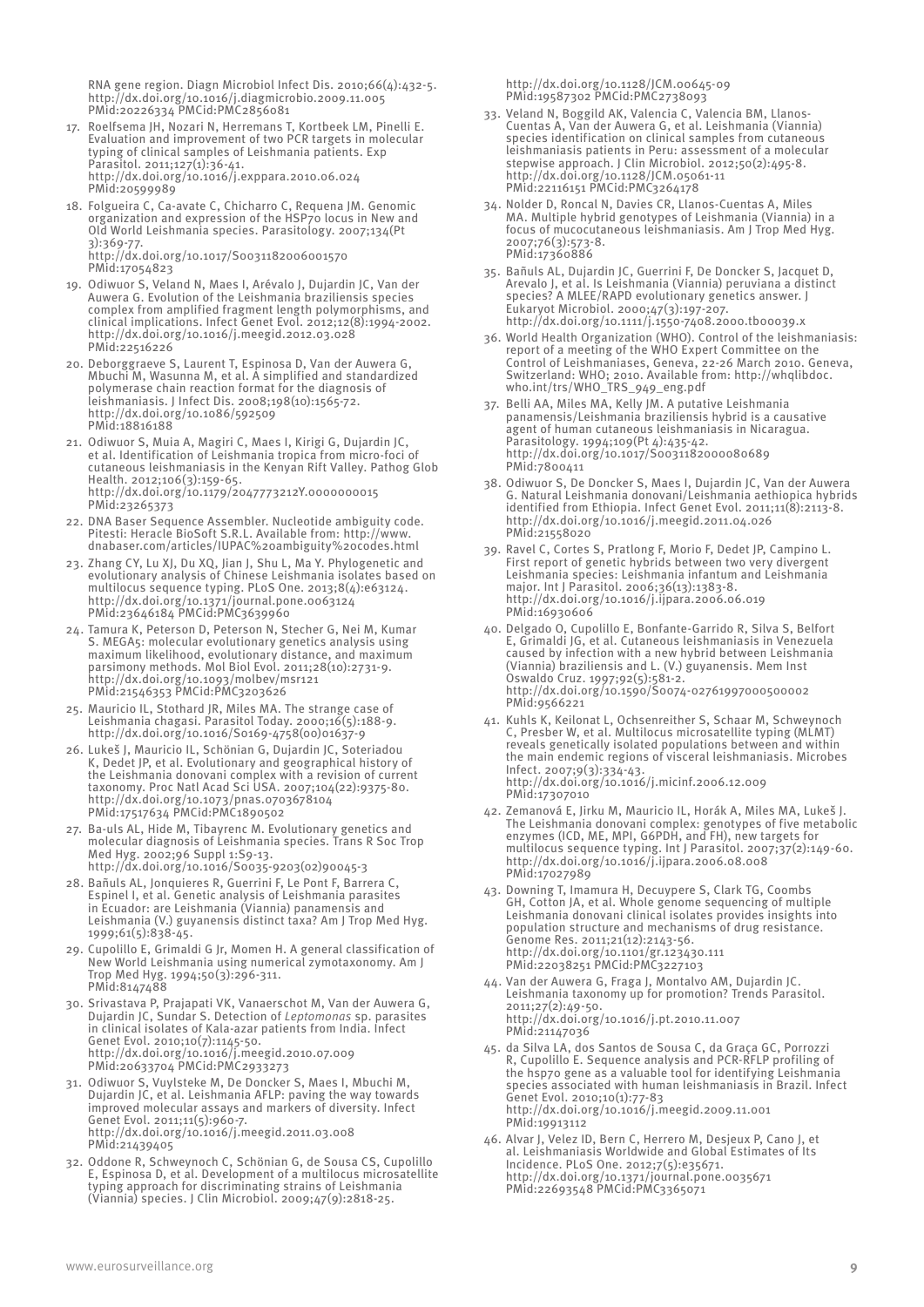RNA gene region. Diagn Microbiol Infect Dis. 2010;66(4):432-5. http://dx.doi.org/10.1016/j.diagmicrobio.2009.11.005 PMid:20226334 PMCid:PMC2856081

17. Roelfsema JH, Nozari N, Herremans T, Kortbeek LM, Pinelli E. Evaluation and improvement of two PCR targets in molecular typing of clinical samples of Leishmania patients. Exp Parasitol. 2011;127(1):36-41. http://dx.doi.org/10.1016/j.exppara.2010.06.024 PMid:20599989
18. Folgueira C, Ca-avate C, Chicharro C, Requena JM. Genomic organization and expression of the HSP70 locus in New and Old World Leishmania species. Parasitology. 2007;134(Pt 3):369-77. http://dx.doi.org/10.1017/S0031182006001570 PMid:17054823
19. Odiwuor S, Veland N, Maes I, Arévalo J, Dujardin JC, Van der Auwera G. Evolution of the Leishmania braziliensis species complex from amplified fragment length polymorphisms, and clinical implications. Infect Genet Evol. 2012;12(8):1994-2002. http://dx.doi.org/10.1016/j.meegid.2012.03.028 PMid:22516226
20. Deborggraeve S, Laurent T, Espinosa D, Van der Auwera G, Mbuchi M, Wasunna M, et al. A simplified and standardized polymerase chain reaction format for the diagnosis of leishmaniasis. J Infect Dis. 2008;198(10):1565-72. http://dx.doi.org/10.1086/592509 PMid:18816188
21. Odiwuor S, Muia A, Magiri C, Maes I, Kirigi G, Dujardin JC, et al. Identification of Leishmania tropica from micro-foci of cutaneous leishmaniasis in the Kenyan Rift Valley. Pathog Glob Health. 2012;106(3):159-65. http://dx.doi.org/10.1179/2047773212Y.0000000015 PMid:23265373
22. DNA Baser Sequence Assembler. Nucleotide ambiguity code. Pitesti: Heracle BioSoft S.R.L. Available from: http://www.dnabaser.com/articles/IUPAC%20ambiguity%20codes.html
23. Zhang CY, Lu XJ, Du XQ, Jian J, Shu L, Ma Y. Phylogenetic and evolutionary analysis of Chinese Leishmania isolates based on multilocus sequence typing. PLoS One. 2013;8(4):e63124. http://dx.doi.org/10.1371/journal.pone.0063124 PMid:23646184 PMCid:PMC3639960
24. Tamura K, Peterson D, Peterson N, Stecher G, Nei M, Kumar S. MEGA5: molecular evolutionary genetics analysis using maximum likelihood, evolutionary distance, and maximum parsimony methods. Mol Biol Evol. 2011;28(10):2731-9. http://dx.doi.org/10.1093/molbev/msr121 PMid:21546353 PMCid:PMC3203626
25. Mauricio IL, Stothard JR, Miles MA. The strange case of Leishmania chagasi. Parasitol Today. 2000;16(5):188-9. http://dx.doi.org/10.1016/S0169-4758(00)01637-9
26. Lukeš J, Mauricio IL, Schönian G, Dujardin JC, Soteriadou K, Dedet JP, et al. Evolutionary and geographical history of the Leishmania donovani complex with a revision of current taxonomy. Proc Natl Acad Sci USA. 2007;104(22):9375-80. http://dx.doi.org/10.1073/pnas.0703678104 PMid:17517634 PMCid:PMC1890502
27. Ba-uls AL, Hide M, Tibayrenc M. Evolutionary genetics and molecular diagnosis of Leishmania species. Trans R Soc Trop Med Hyg. 2002;96 Suppl 1:S9-13. http://dx.doi.org/10.1016/S0035-9203(02)90045-3
28. Bañuls AL, Jonquieres R, Guerrini F, Le Pont F, Barrera C, Espinel I, et al. Genetic analysis of Leishmania parasites in Ecuador: are Leishmania (Viannia) panamensis and Leishmania (V.) guyanensis distinct taxa? Am J Trop Med Hyg. 1999;61(5):838-45.
29. Cupolillo E, Grimaldi G Jr, Momen H. A general classification of New World Leishmania using numerical zymotaxonomy. Am J Trop Med Hyg. 1994;50(3):296-311. PMid:8147488
30. Srivastava P, Prajapati VK, Vanaerschot M, Van der Auwera G, Dujardin JC, Sundar S. Detection of *Leptomonas* sp. parasites in clinical isolates of Kala-azar patients from India. Infect Genet Evol. 2010;10(7):1145-50. http://dx.doi.org/10.1016/j.meegid.2010.07.009 PMid:20633704 PMCid:PMC2933273
31. Odiwuor S, Vuylsteke M, De Doncker S, Maes I, Mbuchi M, Dujardin JC, et al. Leishmania AFLP: paving the way towards improved molecular assays and markers of diversity. Infect Genet Evol. 2011;11(5):960-7. http://dx.doi.org/10.1016/j.meegid.2011.03.008 PMid:21439405
32. Oddone R, Schweynoch C, Schönian G, de Sousa CS, Cupolillo E, Espinosa D, et al. Development of a multilocus microsatellite typing approach for discriminating strains of Leishmania (Viannia) species. J Clin Microbiol. 2009;47(9):2818-25. http://dx.doi.org/10.1128/JCM.00645-09 PMid:19587302 PMCid:PMC2738093
33. Veland N, Boggild AK, Valencia C, Valencia BM, Llanos-Cuentas A, Van der Auwera G, et al. Leishmania (Viannia) species identification on clinical samples from cutaneous leishmaniasis patients in Peru: assessment of a molecular stepwise approach. J Clin Microbiol. 2012;50(2):495-8. http://dx.doi.org/10.1128/JCM.05061-11 PMid:22116151 PMCid:PMC3264178
34. Nolder D, Roncal N, Davies CR, Llanos-Cuentas A, Miles MA. Multiple hybrid genotypes of Leishmania (Viannia) in a focus of mucocutaneous leishmaniasis. Am J Trop Med Hyg. 2007;76(3):573-8. PMid:17360886
35. Bañuls AL, Dujardin JC, Guerrini F, De Doncker S, Jacquet D, Arevalo J, et al. Is Leishmania (Viannia) peruviana a distinct species? A MLEE/RAPD evolutionary genetics answer. J Eukaryot Microbiol. 2000;47(3):197-207. http://dx.doi.org/10.1111/j.1550-7408.2000.tb00039.x
36. World Health Organization (WHO). Control of the leishmaniasis: report of a meeting of the WHO Expert Committee on the Control of Leishmaniases, Geneva, 22-26 March 2010. Geneva, Switzerland: WHO; 2010. Available from: http://whqlibdoc.who.int/trs/WHO_TRS_949_eng.pdf
37. Belli AA, Miles MA, Kelly JM. A putative Leishmania panamensis/Leishmania braziliensis hybrid is a causative agent of human cutaneous leishmaniasis in Nicaragua. Parasitology. 1994;109(Pt 4):435-42. http://dx.doi.org/10.1017/S0031182000080689 PMid:7800411
38. Odiwuor S, De Doncker S, Maes I, Dujardin JC, Van der Auwera G. Natural Leishmania donovani/Leishmania aethiopica hybrids identified from Ethiopia. Infect Genet Evol. 2011;11(8):2113-8. http://dx.doi.org/10.1016/j.meegid.2011.04.026 PMid:21558020
39. Ravel C, Cortes S, Pratlong F, Morio F, Dedet JP, Campino L. First report of genetic hybrids between two very divergent Leishmania species: Leishmania infantum and Leishmania major. Int J Parasitol. 2006;36(13):1383-8. http://dx.doi.org/10.1016/j.ijpara.2006.06.019 PMid:16930606
40. Delgado O, Cupolillo E, Bonfante-Garrido R, Silva S, Belfort E, Grimaldi JG, et al. Cutaneous leishmaniasis in Venezuela caused by infection with a new hybrid between Leishmania (Viannia) braziliensis and L. (V.) guyanensis. Mem Inst Oswaldo Cruz. 1997;92(5):581-2. http://dx.doi.org/10.1590/S0074-02761997000500002 PMid:9566221
41. Kuhls K, Keilonat L, Ochsenreither S, Schaar M, Schweynoch C, Presber W, et al. Multilocus microsatellite typing (MLMT) reveals genetically isolated populations between and within the main endemic regions of visceral leishmaniasis. Microbes Infect. 2007;9(3):334-43. http://dx.doi.org/10.1016/j.micinf.2006.12.009 PMid:17307010
42. Zemanová E, Jirku M, Mauricio IL, Horák A, Miles MA, Lukeš J. The Leishmania donovani complex: genotypes of five metabolic enzymes (ICD, ME, MPI, G6PDH, and FH), new targets for multilocus sequence typing. Int J Parasitol. 2007;37(2):149-60. http://dx.doi.org/10.1016/j.ijpara.2006.08.008 PMid:17027989
43. Downing T, Imamura H, Decuypere S, Clark TG, Coombs GH, Cotton JA, et al. Whole genome sequencing of multiple Leishmania donovani clinical isolates provides insights into population structure and mechanisms of drug resistance. Genome Res. 2011;21(12):2143-56. http://dx.doi.org/10.1101/gr.123430.111 PMid:22038251 PMCid:PMC3227103
44. Van der Auwera G, Fraga J, Montalvo AM, Dujardin JC. Leishmania taxonomy up for promotion? Trends Parasitol. 2011;27(2):49-50. http://dx.doi.org/10.1016/j.pt.2010.11.007 PMid:21147036
45. da Silva LA, dos Santos de Sousa C, da Graça GC, Porrozzi R, Cupolillo E. Sequence analysis and PCR-RFLP profiling of the hsp70 gene as a valuable tool for identifying Leishmania species associated with human leishmaniasis in Brazil. Infect Genet Evol. 2010;10(1):77-83 http://dx.doi.org/10.1016/j.meegid.2009.11.001 PMid:19913112
46. Alvar J, Velez ID, Bern C, Herrero M, Desjeux P, Cano J, et al. Leishmaniasis Worldwide and Global Estimates of Its Incidence. PLoS One. 2012;7(5):e35671. http://dx.doi.org/10.1371/journal.pone.0035671 PMid:22693548 PMCid:PMC3365071